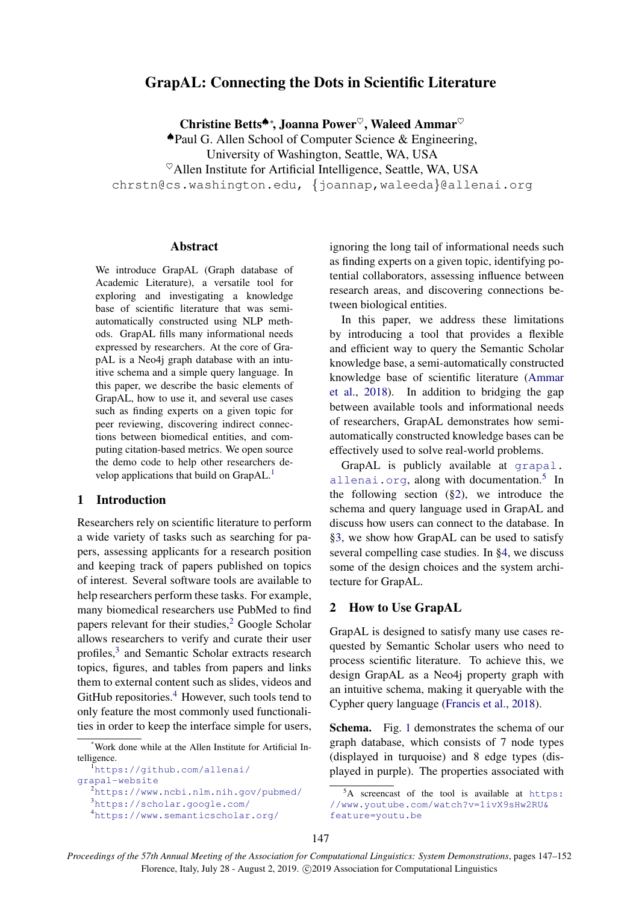# GrapAL: Connecting the Dots in Scientific Literature

**Christine Betts♠\*, Joanna Power♡, Waleed Ammar♡**

♠Paul G. Allen School of Computer Science & Engineering, University of Washington, Seattle, WA, USA

♡Allen Institute for Artificial Intelligence, Seattle, WA, USA

chrstn@cs.washington.edu, {joannap,waleeda}@allenai.org

## Abstract

We introduce GrapAL (Graph database of Academic Literature), a versatile tool for exploring and investigating a knowledge base of scientific literature that was semi-automatically constructed using NLP methods. GrapAL fills many informational needs expressed by researchers. At the core of GrapAL is a Neo4j graph database with an intuitive schema and a simple query language. In this paper, we describe the basic elements of GrapAL, how to use it, and several use cases such as finding experts on a given topic for peer reviewing, discovering indirect connections between biomedical entities, and computing citation-based metrics. We open source the demo code to help other researchers develop applications that build on GrapAL.[1]

## 1 Introduction

Researchers rely on scientific literature to perform a wide variety of tasks such as searching for papers, assessing applicants for a research position and keeping track of papers published on topics of interest. Several software tools are available to help researchers perform these tasks. For example, many biomedical researchers use PubMed to find papers relevant for their studies,[2] Google Scholar allows researchers to verify and curate their user profiles,[3] and Semantic Scholar extracts research topics, figures, and tables from papers and links them to external content such as slides, videos and GitHub repositories.[4] However, such tools tend to only feature the most commonly used functionalities in order to keep the interface simple for users, ignoring the long tail of informational needs such as finding experts on a given topic, identifying potential collaborators, assessing influence between research areas, and discovering connections between biological entities.

In this paper, we address these limitations by introducing a tool that provides a flexible and efficient way to query the Semantic Scholar knowledge base, a semi-automatically constructed knowledge base of scientific literature (Ammar et al., 2018). In addition to bridging the gap between available tools and informational needs of researchers, GrapAL demonstrates how semi-automatically constructed knowledge bases can be effectively used to solve real-world problems.

GrapAL is publicly available at grapal.allenai.org, along with documentation.[5] In the following section (§2), we introduce the schema and query language used in GrapAL and discuss how users can connect to the database. In §3, we show how GrapAL can be used to satisfy several compelling case studies. In §4, we discuss some of the design choices and the system architecture for GrapAL.

## 2 How to Use GrapAL

GrapAL is designed to satisfy many use cases requested by Semantic Scholar users who need to process scientific literature. To achieve this, we design GrapAL as a Neo4j property graph with an intuitive schema, making it queryable with the Cypher query language (Francis et al., 2018).

**Schema.** Fig. 1 demonstrates the schema of our graph database, which consists of 7 node types (displayed in turquoise) and 8 edge types (displayed in purple). The properties associated with

---

\*Work done while at the Allen Institute for Artificial Intelligence.

[1] https://github.com/allenai/grapal-website

[2] https://www.ncbi.nlm.nih.gov/pubmed/

[3] https://scholar.google.com/

[4] https://www.semanticscholar.org/

[5] A screencast of the tool is available at https://www.youtube.com/watch?v=1ivX9sHw2RU&feature=youtu.be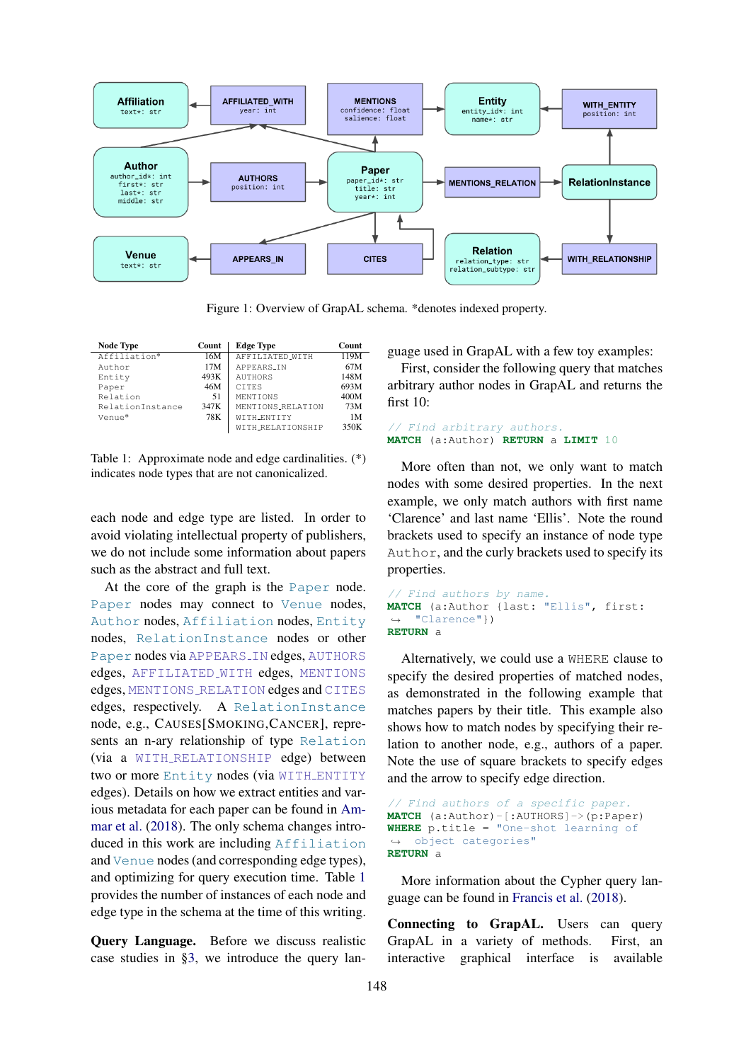Figure 1: Overview of GrapAL schema. *denotes indexed property.

| Node Type | Count | Edge Type | Count |
|---|---|---|---|
| Affiliation* | 16M | AFFILIATED_WITH | 119M |
| Author | 17M | APPEARS_IN | 67M |
| Entity | 493K | AUTHORS | 148M |
| Paper | 46M | CITES | 693M |
| Relation | 51 | MENTIONS | 400M |
| RelationInstance | 347K | MENTIONS_RELATION | 73M |
| Venue* | 78K | WITH_ENTITY | 1M |
| | | WITH_RELATIONSHIP | 350K |

Table 1: Approximate node and edge cardinalities. (*) indicates node types that are not canonicalized.

each node and edge type are listed. In order to avoid violating intellectual property of publishers, we do not include some information about papers such as the abstract and full text.

At the core of the graph is the Paper node. Paper nodes may connect to Venue nodes, Author nodes, Affiliation nodes, Entity nodes, RelationInstance nodes or other Paper nodes via APPEARS_IN edges, AUTHORS edges, AFFILIATED_WITH edges, MENTIONS edges, MENTIONS_RELATION edges and CITES edges, respectively. A RelationInstance node, e.g., CAUSES[SMOKING,CANCER], represents an n-ary relationship of type Relation (via a WITH_RELATIONSHIP edge) between two or more Entity nodes (via WITH_ENTITY edges). Details on how we extract entities and various metadata for each paper can be found in Ammar et al. (2018). The only schema changes introduced in this work are including Affiliation and Venue nodes (and corresponding edge types), and optimizing for query execution time. Table 1 provides the number of instances of each node and edge type in the schema at the time of this writing.

**Query Language.** Before we discuss realistic case studies in §3, we introduce the query language used in GrapAL with a few toy examples:

First, consider the following query that matches arbitrary author nodes in GrapAL and returns the first 10:

```
// Find arbitrary authors.
MATCH (a:Author) RETURN a LIMIT 10
```

More often than not, we only want to match nodes with some desired properties. In the next example, we only match authors with first name 'Clarence' and last name 'Ellis'. Note the round brackets used to specify an instance of node type Author, and the curly brackets used to specify its properties.

```
// Find authors by name.
MATCH (a:Author {last: "Ellis", first:
↪  "Clarence"})
RETURN a
```

Alternatively, we could use a WHERE clause to specify the desired properties of matched nodes, as demonstrated in the following example that matches papers by their title. This example also shows how to match nodes by specifying their relation to another node, e.g., authors of a paper. Note the use of square brackets to specify edges and the arrow to specify edge direction.

```
// Find authors of a specific paper.
MATCH (a:Author)-[:AUTHORS]->(p:Paper)
WHERE p.title = "One-shot learning of
↪  object categories"
RETURN a
```

More information about the Cypher query language can be found in Francis et al. (2018).

**Connecting to GrapAL.** Users can query GrapAL in a variety of methods. First, an interactive graphical interface is available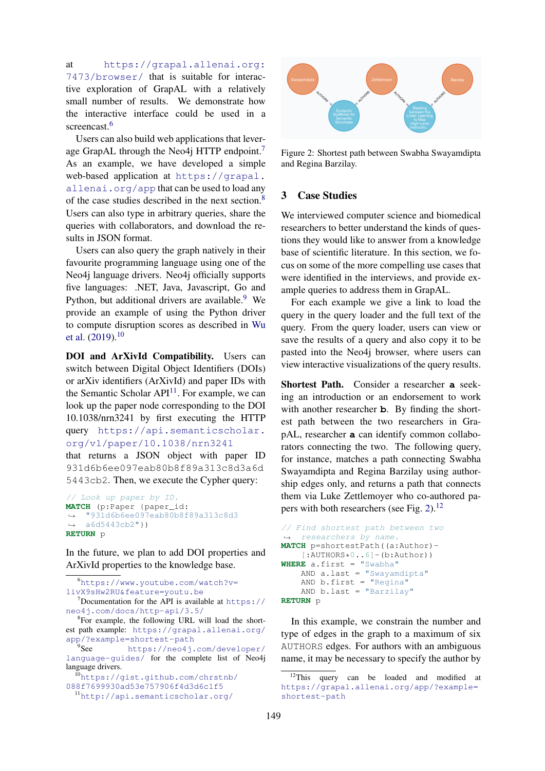at https://grapal.allenai.org:7473/browser/ that is suitable for interactive exploration of GrapAL with a relatively small number of results. We demonstrate how the interactive interface could be used in a screencast.[6]

Users can also build web applications that leverage GrapAL through the Neo4j HTTP endpoint.[7] As an example, we have developed a simple web-based application at https://grapal.allenai.org/app that can be used to load any of the case studies described in the next section.[8] Users can also type in arbitrary queries, share the queries with collaborators, and download the results in JSON format.

Users can also query the graph natively in their favourite programming language using one of the Neo4j language drivers. Neo4j officially supports five languages: .NET, Java, Javascript, Go and Python, but additional drivers are available.[9] We provide an example of using the Python driver to compute disruption scores as described in Wu et al. (2019).[10]

**DOI and ArXivId Compatibility.** Users can switch between Digital Object Identifiers (DOIs) or arXiv identifiers (ArXivId) and paper IDs with the Semantic Scholar API[11]. For example, we can look up the paper node corresponding to the DOI 10.1038/nrn3241 by first executing the HTTP query https://api.semanticscholar.org/v1/paper/10.1038/nrn3241 that returns a JSON object with paper ID 931d6b6ee097eab80b8f89a313c8d3a6d5443cb2. Then, we execute the Cypher query:

```
// Look up paper by ID.
MATCH (p:Paper {paper_id:
    "931d6b6ee097eab80b8f89a313c8d3
    a6d5443cb2"})
RETURN p
```

In the future, we plan to add DOI properties and ArXivId properties to the knowledge base.

[6] https://www.youtube.com/watch?v=1ivX9sHw2RU&feature=youtu.be

[7] Documentation for the API is available at https://neo4j.com/docs/http-api/3.5/

[8] For example, the following URL will load the shortest path example: https://grapal.allenai.org/app/?example=shortest-path

[9] See https://neo4j.com/developer/language-guides/ for the complete list of Neo4j language drivers.

[10] https://gist.github.com/chrstnb/088f7699930ad53e757906f4d3d6c1f5

[11] http://api.semanticscholar.org/

Figure 2: Shortest path between Swabha Swayamdipta and Regina Barzilay.

## 3 Case Studies

We interviewed computer science and biomedical researchers to better understand the kinds of questions they would like to answer from a knowledge base of scientific literature. In this section, we focus on some of the more compelling use cases that were identified in the interviews, and provide example queries to address them in GrapAL.

For each example we give a link to load the query in the query loader and the full text of the query. From the query loader, users can view or save the results of a query and also copy it to be pasted into the Neo4j browser, where users can view interactive visualizations of the query results.

**Shortest Path.** Consider a researcher **a** seeking an introduction or an endorsement to work with another researcher **b**. By finding the shortest path between the two researchers in GrapAL, researcher **a** can identify common collaborators connecting the two. The following query, for instance, matches a path connecting Swabha Swayamdipta and Regina Barzilay using authorship edges only, and returns a path that connects them via Luke Zettlemoyer who co-authored papers with both researchers (see Fig. 2).[12]

```
// Find shortest path between two
    researchers by name.
MATCH p=shortestPath((a:Author)-
    [:AUTHORS*0..6]-(b:Author))
WHERE a.first = "Swabha"
    AND a.last = "Swayamdipta"
    AND b.first = "Regina"
    AND b.last = "Barzilay"
RETURN p
```

In this example, we constrain the number and type of edges in the graph to a maximum of six AUTHORS edges. For authors with an ambiguous name, it may be necessary to specify the author by

[12] This query can be loaded and modified at https://grapal.allenai.org/app/?example=shortest-path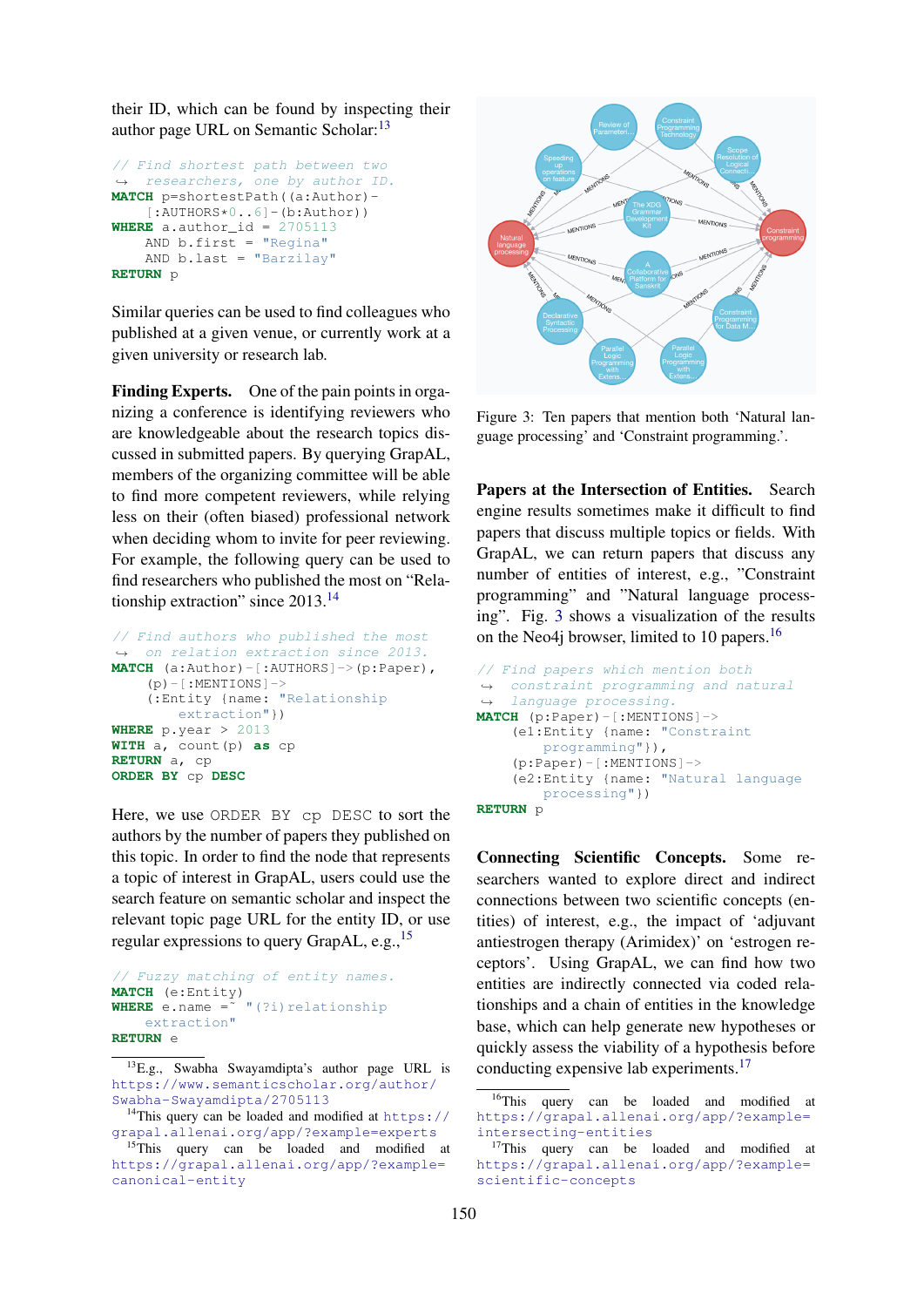their ID, which can be found by inspecting their author page URL on Semantic Scholar:[13]

```
// Find shortest path between two
↪ researchers, one by author ID.
MATCH p=shortestPath((a:Author)-
    [:AUTHORS*0..6]-(b:Author))
WHERE a.author_id = 2705113
    AND b.first = "Regina"
    AND b.last = "Barzilay"
RETURN p
```

Similar queries can be used to find colleagues who published at a given venue, or currently work at a given university or research lab.

**Finding Experts.** One of the pain points in organizing a conference is identifying reviewers who are knowledgeable about the research topics discussed in submitted papers. By querying GrapAL, members of the organizing committee will be able to find more competent reviewers, while relying less on their (often biased) professional network when deciding whom to invite for peer reviewing. For example, the following query can be used to find researchers who published the most on "Relationship extraction" since 2013.[14]

```
// Find authors who published the most
↪ on relation extraction since 2013.
MATCH (a:Author)-[:AUTHORS]->(p:Paper),
    (p)-[:MENTIONS]->
    (:Entity {name: "Relationship
        extraction"})
WHERE p.year > 2013
WITH a, count(p) as cp
RETURN a, cp
ORDER BY cp DESC
```

Here, we use ORDER BY cp DESC to sort the authors by the number of papers they published on this topic. In order to find the node that represents a topic of interest in GrapAL, users could use the search feature on semantic scholar and inspect the relevant topic page URL for the entity ID, or use regular expressions to query GrapAL, e.g.,[15]

```
// Fuzzy matching of entity names.
MATCH (e:Entity)
WHERE e.name =~ "(?i)relationship
    extraction"
RETURN e
```

[13]E.g., Swabha Swayamdipta's author page URL is https://www.semanticscholar.org/author/Swabha-Swayamdipta/2705113

[14]This query can be loaded and modified at https://grapal.allenai.org/app/?example=experts

[15]This query can be loaded and modified at https://grapal.allenai.org/app/?example=canonical-entity

Figure 3: Ten papers that mention both 'Natural language processing' and 'Constraint programming.'.

**Papers at the Intersection of Entities.** Search engine results sometimes make it difficult to find papers that discuss multiple topics or fields. With GrapAL, we can return papers that discuss any number of entities of interest, e.g., "Constraint programming" and "Natural language processing". Fig. 3 shows a visualization of the results on the Neo4j browser, limited to 10 papers.[16]

```
// Find papers which mention both
↪ constraint programming and natural
↪ language processing.
MATCH (p:Paper)-[:MENTIONS]->
    (e1:Entity {name: "Constraint
        programming"}),
    (p:Paper)-[:MENTIONS]->
    (e2:Entity {name: "Natural language
        processing"})
RETURN p
```

**Connecting Scientific Concepts.** Some researchers wanted to explore direct and indirect connections between two scientific concepts (entities) of interest, e.g., the impact of 'adjuvant antiestrogen therapy (Arimidex)' on 'estrogen receptors'. Using GrapAL, we can find how two entities are indirectly connected via coded relationships and a chain of entities in the knowledge base, which can help generate new hypotheses or quickly assess the viability of a hypothesis before conducting expensive lab experiments.[17]

[16]This query can be loaded and modified at https://grapal.allenai.org/app/?example=intersecting-entities

[17]This query can be loaded and modified at https://grapal.allenai.org/app/?example=scientific-concepts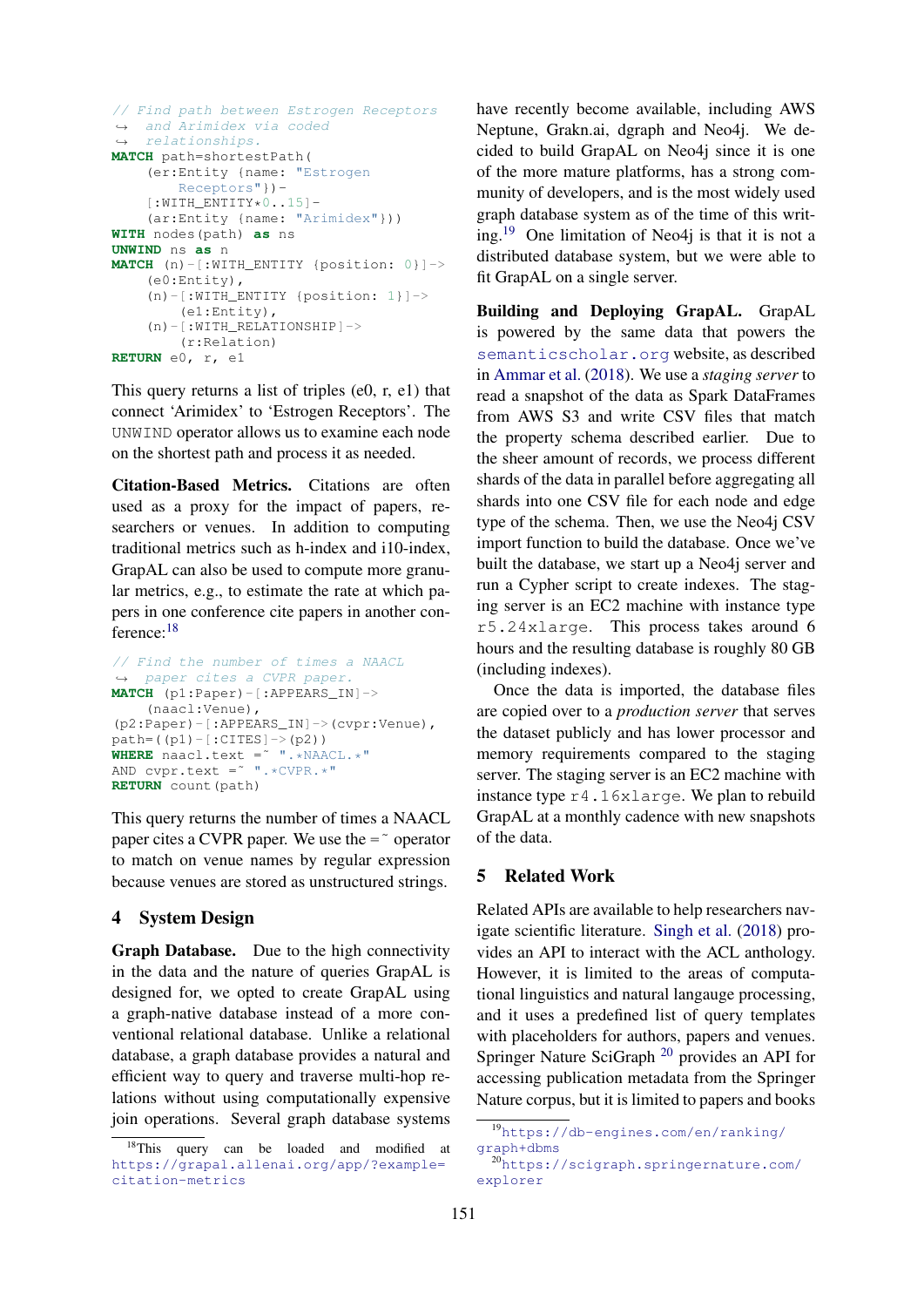```
// Find path between Estrogen Receptors
↪ and Arimidex via coded
↪ relationships.
MATCH path=shortestPath(
    (er:Entity {name: "Estrogen
        Receptors"})-
    [:WITH_ENTITY*0..15]-
    (ar:Entity {name: "Arimidex"}))
WITH nodes(path) as ns
UNWIND ns as n
MATCH (n)-[:WITH_ENTITY {position: 0}]->
    (e0:Entity),
    (n)-[:WITH_ENTITY {position: 1}]->
        (e1:Entity),
    (n)-[:WITH_RELATIONSHIP]->
        (r:Relation)
RETURN e0, r, e1
```

This query returns a list of triples (e0, r, e1) that connect 'Arimidex' to 'Estrogen Receptors'. The UNWIND operator allows us to examine each node on the shortest path and process it as needed.

**Citation-Based Metrics.** Citations are often used as a proxy for the impact of papers, researchers or venues. In addition to computing traditional metrics such as h-index and i10-index, GrapAL can also be used to compute more granular metrics, e.g., to estimate the rate at which papers in one conference cite papers in another conference:[18]

```
// Find the number of times a NAACL
↪ paper cites a CVPR paper.
MATCH (p1:Paper)-[:APPEARS_IN]->
    (naacl:Venue),
(p2:Paper)-[:APPEARS_IN]->(cvpr:Venue),
path=((p1)-[:CITES]->(p2))
WHERE naacl.text =~ ".*NAACL.*"
AND cvpr.text =~ ".*CVPR.*"
RETURN count(path)
```

This query returns the number of times a NAACL paper cites a CVPR paper. We use the =~ operator to match on venue names by regular expression because venues are stored as unstructured strings.

## 4 System Design

**Graph Database.** Due to the high connectivity in the data and the nature of queries GrapAL is designed for, we opted to create GrapAL using a graph-native database instead of a more conventional relational database. Unlike a relational database, a graph database provides a natural and efficient way to query and traverse multi-hop relations without using computationally expensive join operations. Several graph database systems have recently become available, including AWS Neptune, Grakn.ai, dgraph and Neo4j. We decided to build GrapAL on Neo4j since it is one of the more mature platforms, has a strong community of developers, and is the most widely used graph database system as of the time of this writing.[19] One limitation of Neo4j is that it is not a distributed database system, but we were able to fit GrapAL on a single server.

**Building and Deploying GrapAL.** GrapAL is powered by the same data that powers the semanticscholar.org website, as described in Ammar et al. (2018). We use a *staging server* to read a snapshot of the data as Spark DataFrames from AWS S3 and write CSV files that match the property schema described earlier. Due to the sheer amount of records, we process different shards of the data in parallel before aggregating all shards into one CSV file for each node and edge type of the schema. Then, we use the Neo4j CSV import function to build the database. Once we've built the database, we start up a Neo4j server and run a Cypher script to create indexes. The staging server is an EC2 machine with instance type r5.24xlarge. This process takes around 6 hours and the resulting database is roughly 80 GB (including indexes).

Once the data is imported, the database files are copied over to a *production server* that serves the dataset publicly and has lower processor and memory requirements compared to the staging server. The staging server is an EC2 machine with instance type r4.16xlarge. We plan to rebuild GrapAL at a monthly cadence with new snapshots of the data.

## 5 Related Work

Related APIs are available to help researchers navigate scientific literature. Singh et al. (2018) provides an API to interact with the ACL anthology. However, it is limited to the areas of computational linguistics and natural langauge processing, and it uses a predefined list of query templates with placeholders for authors, papers and venues. Springer Nature SciGraph [20] provides an API for accessing publication metadata from the Springer Nature corpus, but it is limited to papers and books

---

[18] This query can be loaded and modified at https://grapal.allenai.org/app/?example=citation-metrics

[19] https://db-engines.com/en/ranking/graph+dbms

[20] https://scigraph.springernature.com/explorer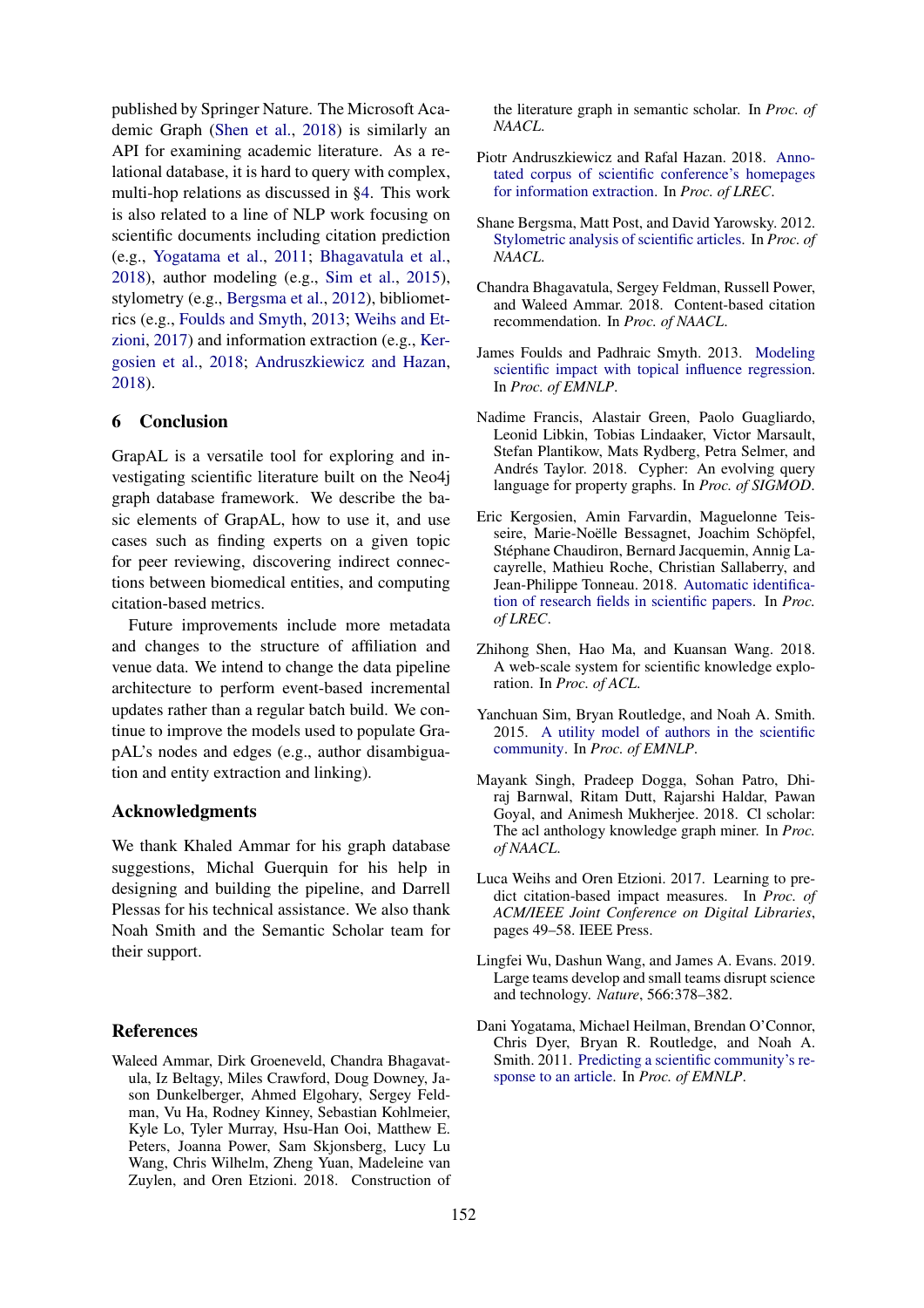published by Springer Nature. The Microsoft Academic Graph (Shen et al., 2018) is similarly an API for examining academic literature. As a relational database, it is hard to query with complex, multi-hop relations as discussed in §4. This work is also related to a line of NLP work focusing on scientific documents including citation prediction (e.g., Yogatama et al., 2011; Bhagavatula et al., 2018), author modeling (e.g., Sim et al., 2015), stylometry (e.g., Bergsma et al., 2012), bibliometrics (e.g., Foulds and Smyth, 2013; Weihs and Etzioni, 2017) and information extraction (e.g., Kergosien et al., 2018; Andruszkiewicz and Hazan, 2018).

## 6 Conclusion

GrapAL is a versatile tool for exploring and investigating scientific literature built on the Neo4j graph database framework. We describe the basic elements of GrapAL, how to use it, and use cases such as finding experts on a given topic for peer reviewing, discovering indirect connections between biomedical entities, and computing citation-based metrics.

Future improvements include more metadata and changes to the structure of affiliation and venue data. We intend to change the data pipeline architecture to perform event-based incremental updates rather than a regular batch build. We continue to improve the models used to populate GrapAL's nodes and edges (e.g., author disambiguation and entity extraction and linking).

## Acknowledgments

We thank Khaled Ammar for his graph database suggestions, Michal Guerquin for his help in designing and building the pipeline, and Darrell Plessas for his technical assistance. We also thank Noah Smith and the Semantic Scholar team for their support.

## References

Waleed Ammar, Dirk Groeneveld, Chandra Bhagavatula, Iz Beltagy, Miles Crawford, Doug Downey, Jason Dunkelberger, Ahmed Elgohary, Sergey Feldman, Vu Ha, Rodney Kinney, Sebastian Kohlmeier, Kyle Lo, Tyler Murray, Hsu-Han Ooi, Matthew E. Peters, Joanna Power, Sam Skjonsberg, Lucy Lu Wang, Chris Wilhelm, Zheng Yuan, Madeleine van Zuylen, and Oren Etzioni. 2018. Construction of the literature graph in semantic scholar. In *Proc. of NAACL*.

Piotr Andruszkiewicz and Rafal Hazan. 2018. Annotated corpus of scientific conference's homepages for information extraction. In *Proc. of LREC*.

Shane Bergsma, Matt Post, and David Yarowsky. 2012. Stylometric analysis of scientific articles. In *Proc. of NAACL*.

Chandra Bhagavatula, Sergey Feldman, Russell Power, and Waleed Ammar. 2018. Content-based citation recommendation. In *Proc. of NAACL*.

James Foulds and Padhraic Smyth. 2013. Modeling scientific impact with topical influence regression. In *Proc. of EMNLP*.

Nadime Francis, Alastair Green, Paolo Guagliardo, Leonid Libkin, Tobias Lindaaker, Victor Marsault, Stefan Plantikow, Mats Rydberg, Petra Selmer, and Andrés Taylor. 2018. Cypher: An evolving query language for property graphs. In *Proc. of SIGMOD*.

Eric Kergosien, Amin Farvardin, Maguelonne Teisseire, Marie-Noëlle Bessagnet, Joachim Schöpfel, Stéphane Chaudiron, Bernard Jacquemin, Annig Lacayrelle, Mathieu Roche, Christian Sallaberry, and Jean-Philippe Tonneau. 2018. Automatic identification of research fields in scientific papers. In *Proc. of LREC*.

Zhihong Shen, Hao Ma, and Kuansan Wang. 2018. A web-scale system for scientific knowledge exploration. In *Proc. of ACL*.

Yanchuan Sim, Bryan Routledge, and Noah A. Smith. 2015. A utility model of authors in the scientific community. In *Proc. of EMNLP*.

Mayank Singh, Pradeep Dogga, Sohan Patro, Dhiraj Barnwal, Ritam Dutt, Rajarshi Haldar, Pawan Goyal, and Animesh Mukherjee. 2018. Cl scholar: The acl anthology knowledge graph miner. In *Proc. of NAACL*.

Luca Weihs and Oren Etzioni. 2017. Learning to predict citation-based impact measures. In *Proc. of ACM/IEEE Joint Conference on Digital Libraries*, pages 49–58. IEEE Press.

Lingfei Wu, Dashun Wang, and James A. Evans. 2019. Large teams develop and small teams disrupt science and technology. *Nature*, 566:378–382.

Dani Yogatama, Michael Heilman, Brendan O'Connor, Chris Dyer, Bryan R. Routledge, and Noah A. Smith. 2011. Predicting a scientific community's response to an article. In *Proc. of EMNLP*.